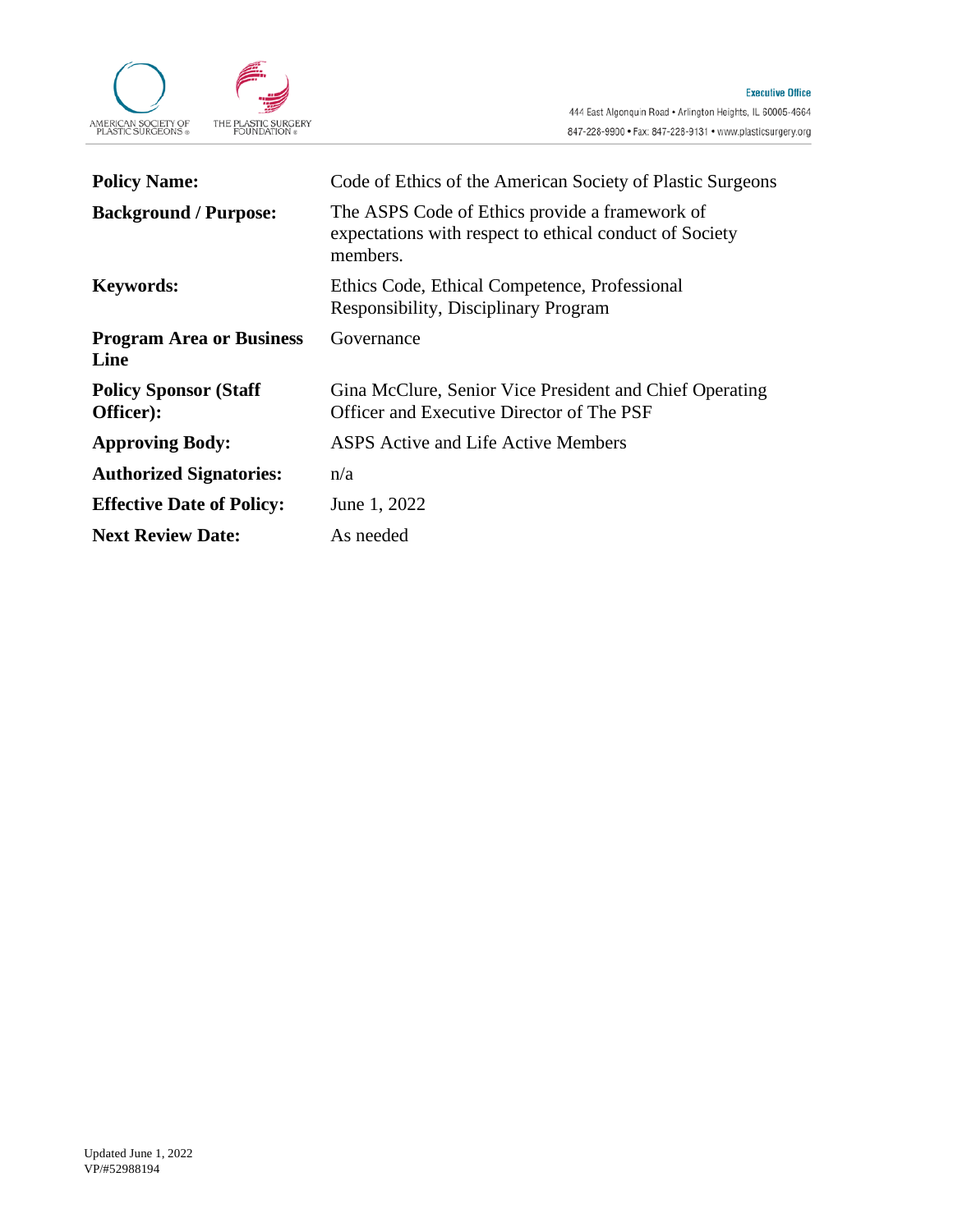AMERICAN SOCIETY OF PLASTIC SURGEONS®

THE PLASTIC SURGERY FOUNDATION®

**Executive Office**

444 East Algonquin Road • Arlington Heights, IL 60005-4664

847-228-9900 • Fax: 847-228-9131 • www.plasticsurgery.org

| | |
|---|---|
| **Policy Name:** | Code of Ethics of the American Society of Plastic Surgeons |
| **Background / Purpose:** | The ASPS Code of Ethics provide a framework of expectations with respect to ethical conduct of Society members. |
| **Keywords:** | Ethics Code, Ethical Competence, Professional Responsibility, Disciplinary Program |
| **Program Area or Business Line** | Governance |
| **Policy Sponsor (Staff Officer):** | Gina McClure, Senior Vice President and Chief Operating Officer and Executive Director of The PSF |
| **Approving Body:** | ASPS Active and Life Active Members |
| **Authorized Signatories:** | n/a |
| **Effective Date of Policy:** | June 1, 2022 |
| **Next Review Date:** | As needed |

Updated June 1, 2022
VP/#52988194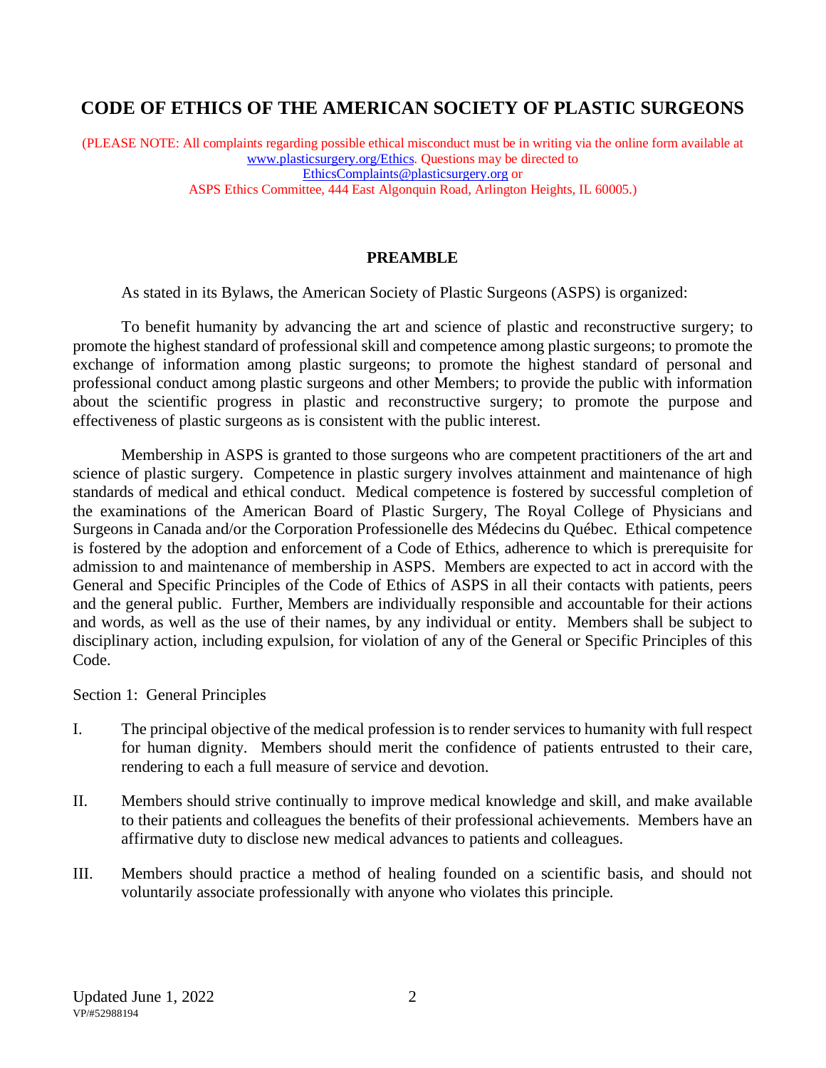# CODE OF ETHICS OF THE AMERICAN SOCIETY OF PLASTIC SURGEONS

(PLEASE NOTE: All complaints regarding possible ethical misconduct must be in writing via the online form available at www.plasticsurgery.org/Ethics. Questions may be directed to EthicsComplaints@plasticsurgery.org or ASPS Ethics Committee, 444 East Algonquin Road, Arlington Heights, IL 60005.)

## PREAMBLE

As stated in its Bylaws, the American Society of Plastic Surgeons (ASPS) is organized:

To benefit humanity by advancing the art and science of plastic and reconstructive surgery; to promote the highest standard of professional skill and competence among plastic surgeons; to promote the exchange of information among plastic surgeons; to promote the highest standard of personal and professional conduct among plastic surgeons and other Members; to provide the public with information about the scientific progress in plastic and reconstructive surgery; to promote the purpose and effectiveness of plastic surgeons as is consistent with the public interest.

Membership in ASPS is granted to those surgeons who are competent practitioners of the art and science of plastic surgery. Competence in plastic surgery involves attainment and maintenance of high standards of medical and ethical conduct. Medical competence is fostered by successful completion of the examinations of the American Board of Plastic Surgery, The Royal College of Physicians and Surgeons in Canada and/or the Corporation Professionelle des Médecins du Québec. Ethical competence is fostered by the adoption and enforcement of a Code of Ethics, adherence to which is prerequisite for admission to and maintenance of membership in ASPS. Members are expected to act in accord with the General and Specific Principles of the Code of Ethics of ASPS in all their contacts with patients, peers and the general public. Further, Members are individually responsible and accountable for their actions and words, as well as the use of their names, by any individual or entity. Members shall be subject to disciplinary action, including expulsion, for violation of any of the General or Specific Principles of this Code.

Section 1: General Principles

I. The principal objective of the medical profession is to render services to humanity with full respect for human dignity. Members should merit the confidence of patients entrusted to their care, rendering to each a full measure of service and devotion.

II. Members should strive continually to improve medical knowledge and skill, and make available to their patients and colleagues the benefits of their professional achievements. Members have an affirmative duty to disclose new medical advances to patients and colleagues.

III. Members should practice a method of healing founded on a scientific basis, and should not voluntarily associate professionally with anyone who violates this principle.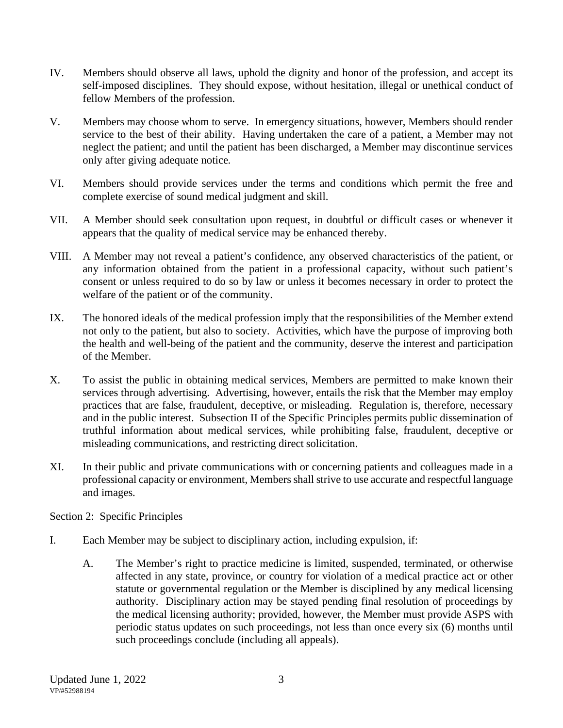IV. Members should observe all laws, uphold the dignity and honor of the profession, and accept its self-imposed disciplines. They should expose, without hesitation, illegal or unethical conduct of fellow Members of the profession.

V. Members may choose whom to serve. In emergency situations, however, Members should render service to the best of their ability. Having undertaken the care of a patient, a Member may not neglect the patient; and until the patient has been discharged, a Member may discontinue services only after giving adequate notice.

VI. Members should provide services under the terms and conditions which permit the free and complete exercise of sound medical judgment and skill.

VII. A Member should seek consultation upon request, in doubtful or difficult cases or whenever it appears that the quality of medical service may be enhanced thereby.

VIII. A Member may not reveal a patient's confidence, any observed characteristics of the patient, or any information obtained from the patient in a professional capacity, without such patient's consent or unless required to do so by law or unless it becomes necessary in order to protect the welfare of the patient or of the community.

IX. The honored ideals of the medical profession imply that the responsibilities of the Member extend not only to the patient, but also to society. Activities, which have the purpose of improving both the health and well-being of the patient and the community, deserve the interest and participation of the Member.

X. To assist the public in obtaining medical services, Members are permitted to make known their services through advertising. Advertising, however, entails the risk that the Member may employ practices that are false, fraudulent, deceptive, or misleading. Regulation is, therefore, necessary and in the public interest. Subsection II of the Specific Principles permits public dissemination of truthful information about medical services, while prohibiting false, fraudulent, deceptive or misleading communications, and restricting direct solicitation.

XI. In their public and private communications with or concerning patients and colleagues made in a professional capacity or environment, Members shall strive to use accurate and respectful language and images.

Section 2: Specific Principles

I. Each Member may be subject to disciplinary action, including expulsion, if:

   A. The Member's right to practice medicine is limited, suspended, terminated, or otherwise affected in any state, province, or country for violation of a medical practice act or other statute or governmental regulation or the Member is disciplined by any medical licensing authority. Disciplinary action may be stayed pending final resolution of proceedings by the medical licensing authority; provided, however, the Member must provide ASPS with periodic status updates on such proceedings, not less than once every six (6) months until such proceedings conclude (including all appeals).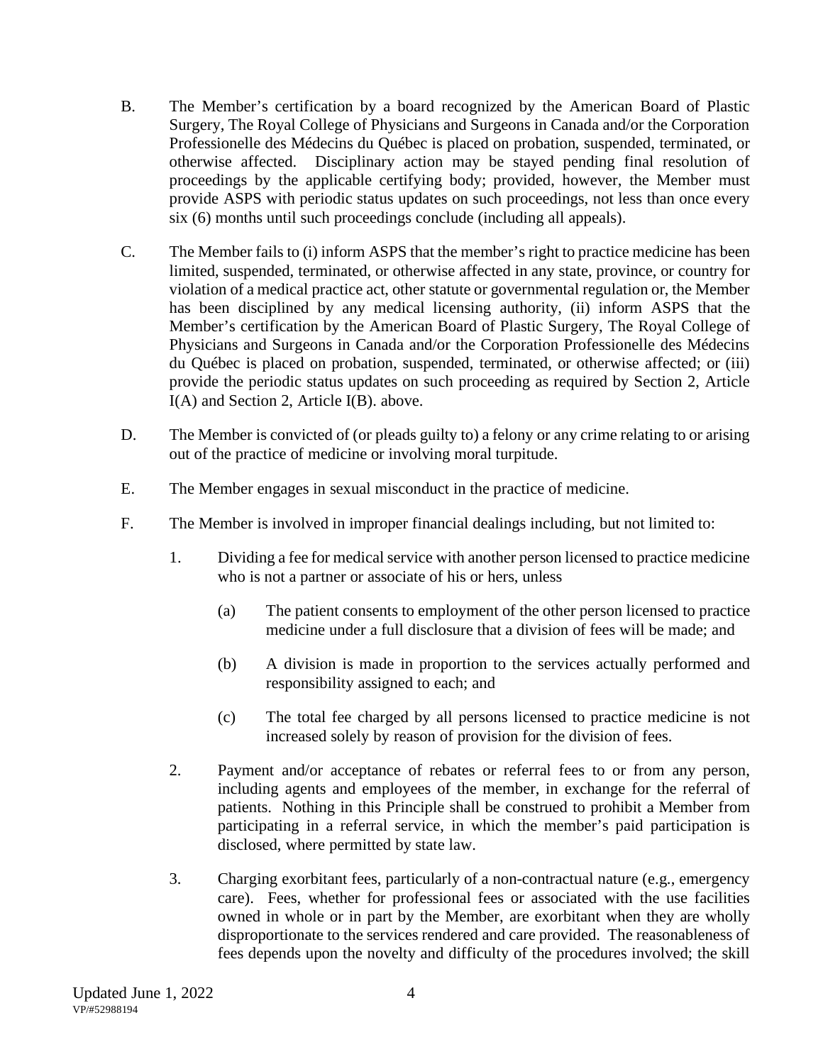B. The Member's certification by a board recognized by the American Board of Plastic Surgery, The Royal College of Physicians and Surgeons in Canada and/or the Corporation Professionelle des Médecins du Québec is placed on probation, suspended, terminated, or otherwise affected. Disciplinary action may be stayed pending final resolution of proceedings by the applicable certifying body; provided, however, the Member must provide ASPS with periodic status updates on such proceedings, not less than once every six (6) months until such proceedings conclude (including all appeals).

C. The Member fails to (i) inform ASPS that the member's right to practice medicine has been limited, suspended, terminated, or otherwise affected in any state, province, or country for violation of a medical practice act, other statute or governmental regulation or, the Member has been disciplined by any medical licensing authority, (ii) inform ASPS that the Member's certification by the American Board of Plastic Surgery, The Royal College of Physicians and Surgeons in Canada and/or the Corporation Professionelle des Médecins du Québec is placed on probation, suspended, terminated, or otherwise affected; or (iii) provide the periodic status updates on such proceeding as required by Section 2, Article I(A) and Section 2, Article I(B). above.

D. The Member is convicted of (or pleads guilty to) a felony or any crime relating to or arising out of the practice of medicine or involving moral turpitude.

E. The Member engages in sexual misconduct in the practice of medicine.

F. The Member is involved in improper financial dealings including, but not limited to:

1. Dividing a fee for medical service with another person licensed to practice medicine who is not a partner or associate of his or hers, unless

   (a) The patient consents to employment of the other person licensed to practice medicine under a full disclosure that a division of fees will be made; and

   (b) A division is made in proportion to the services actually performed and responsibility assigned to each; and

   (c) The total fee charged by all persons licensed to practice medicine is not increased solely by reason of provision for the division of fees.

2. Payment and/or acceptance of rebates or referral fees to or from any person, including agents and employees of the member, in exchange for the referral of patients. Nothing in this Principle shall be construed to prohibit a Member from participating in a referral service, in which the member's paid participation is disclosed, where permitted by state law.

3. Charging exorbitant fees, particularly of a non-contractual nature (e.g., emergency care). Fees, whether for professional fees or associated with the use facilities owned in whole or in part by the Member, are exorbitant when they are wholly disproportionate to the services rendered and care provided. The reasonableness of fees depends upon the novelty and difficulty of the procedures involved; the skill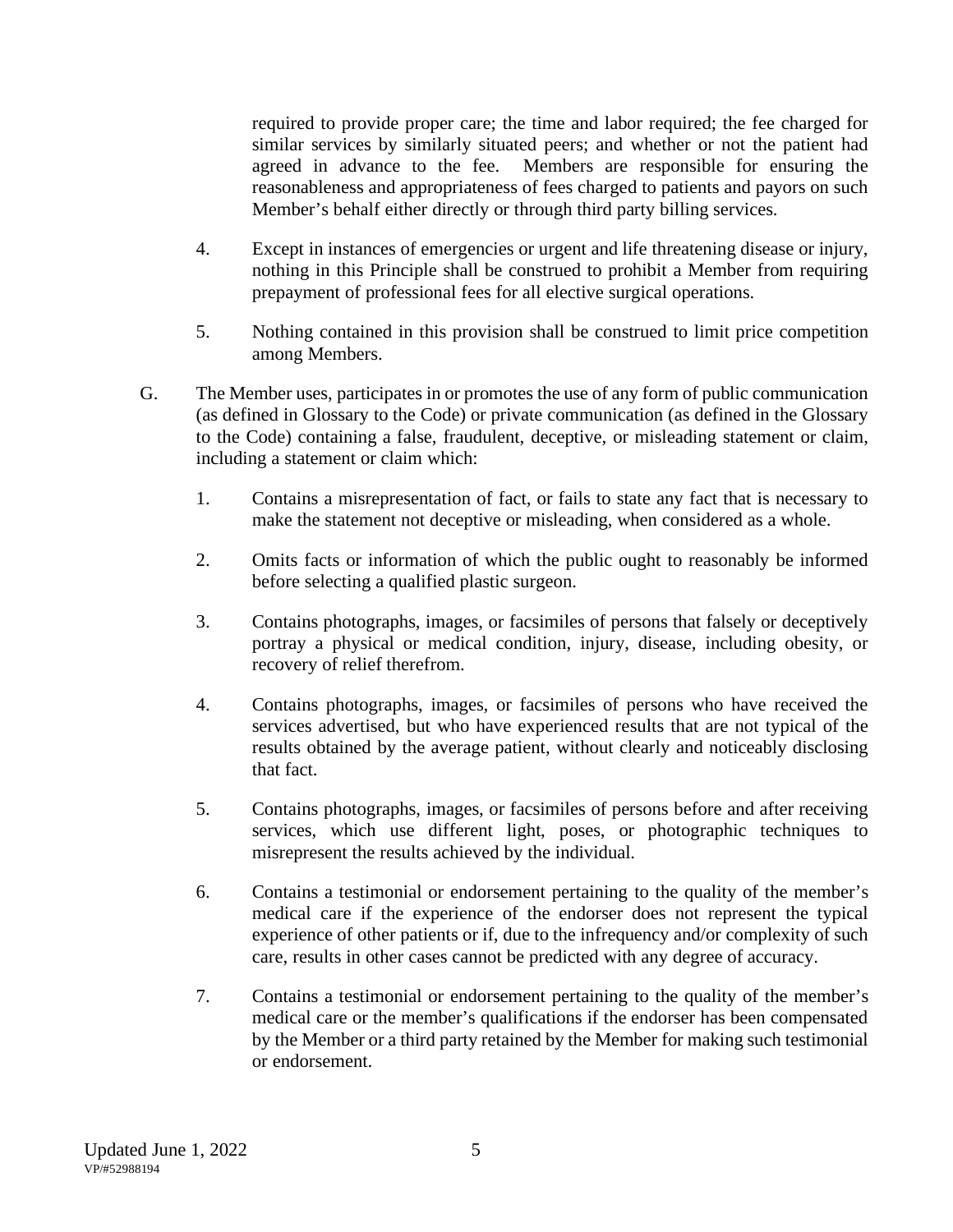required to provide proper care; the time and labor required; the fee charged for similar services by similarly situated peers; and whether or not the patient had agreed in advance to the fee. Members are responsible for ensuring the reasonableness and appropriateness of fees charged to patients and payors on such Member's behalf either directly or through third party billing services.

4. Except in instances of emergencies or urgent and life threatening disease or injury, nothing in this Principle shall be construed to prohibit a Member from requiring prepayment of professional fees for all elective surgical operations.

5. Nothing contained in this provision shall be construed to limit price competition among Members.

G. The Member uses, participates in or promotes the use of any form of public communication (as defined in Glossary to the Code) or private communication (as defined in the Glossary to the Code) containing a false, fraudulent, deceptive, or misleading statement or claim, including a statement or claim which:

1. Contains a misrepresentation of fact, or fails to state any fact that is necessary to make the statement not deceptive or misleading, when considered as a whole.

2. Omits facts or information of which the public ought to reasonably be informed before selecting a qualified plastic surgeon.

3. Contains photographs, images, or facsimiles of persons that falsely or deceptively portray a physical or medical condition, injury, disease, including obesity, or recovery of relief therefrom.

4. Contains photographs, images, or facsimiles of persons who have received the services advertised, but who have experienced results that are not typical of the results obtained by the average patient, without clearly and noticeably disclosing that fact.

5. Contains photographs, images, or facsimiles of persons before and after receiving services, which use different light, poses, or photographic techniques to misrepresent the results achieved by the individual.

6. Contains a testimonial or endorsement pertaining to the quality of the member's medical care if the experience of the endorser does not represent the typical experience of other patients or if, due to the infrequency and/or complexity of such care, results in other cases cannot be predicted with any degree of accuracy.

7. Contains a testimonial or endorsement pertaining to the quality of the member's medical care or the member's qualifications if the endorser has been compensated by the Member or a third party retained by the Member for making such testimonial or endorsement.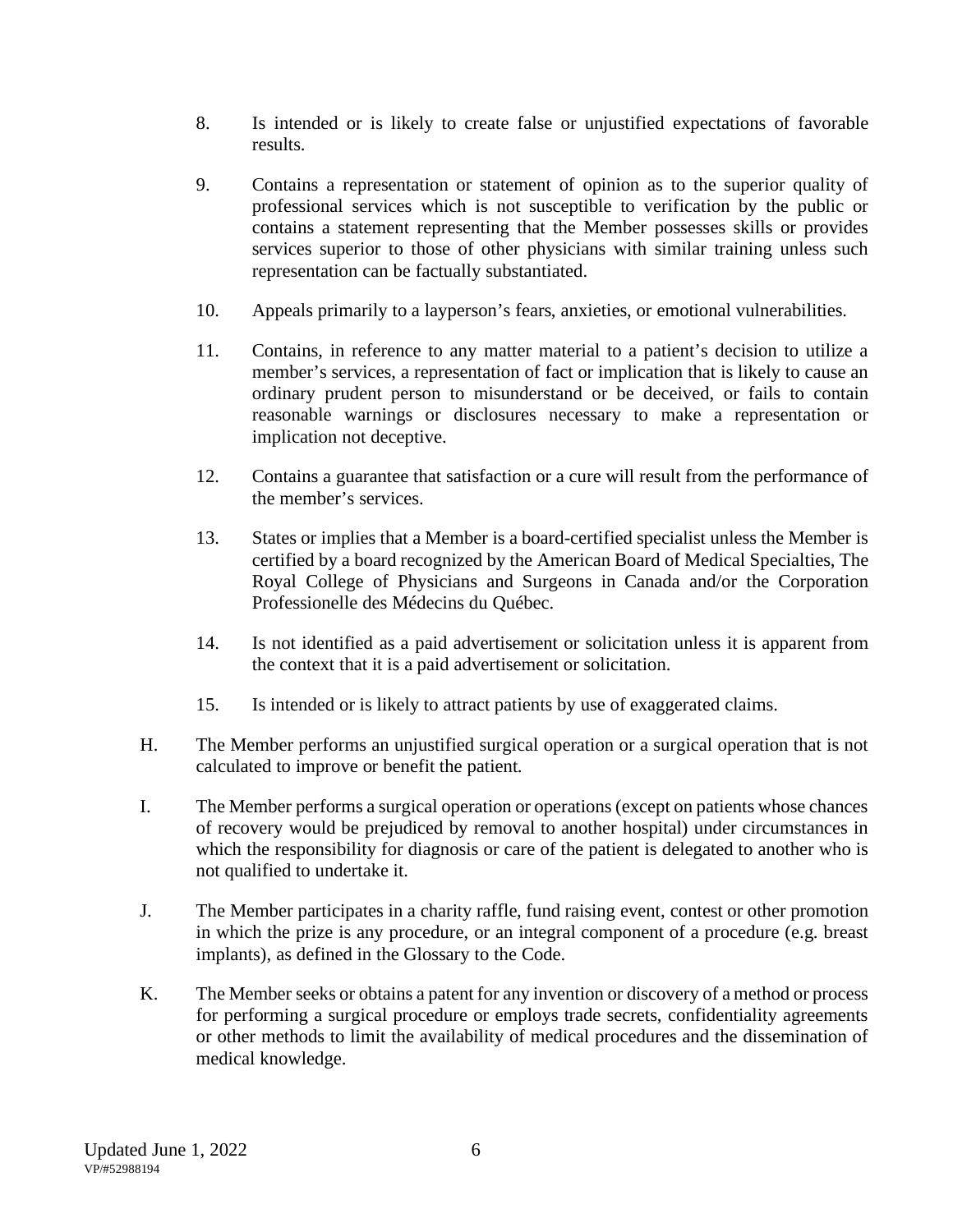8. Is intended or is likely to create false or unjustified expectations of favorable results.

9. Contains a representation or statement of opinion as to the superior quality of professional services which is not susceptible to verification by the public or contains a statement representing that the Member possesses skills or provides services superior to those of other physicians with similar training unless such representation can be factually substantiated.

10. Appeals primarily to a layperson's fears, anxieties, or emotional vulnerabilities.

11. Contains, in reference to any matter material to a patient's decision to utilize a member's services, a representation of fact or implication that is likely to cause an ordinary prudent person to misunderstand or be deceived, or fails to contain reasonable warnings or disclosures necessary to make a representation or implication not deceptive.

12. Contains a guarantee that satisfaction or a cure will result from the performance of the member's services.

13. States or implies that a Member is a board-certified specialist unless the Member is certified by a board recognized by the American Board of Medical Specialties, The Royal College of Physicians and Surgeons in Canada and/or the Corporation Professionelle des Médecins du Québec.

14. Is not identified as a paid advertisement or solicitation unless it is apparent from the context that it is a paid advertisement or solicitation.

15. Is intended or is likely to attract patients by use of exaggerated claims.

H. The Member performs an unjustified surgical operation or a surgical operation that is not calculated to improve or benefit the patient.

I. The Member performs a surgical operation or operations (except on patients whose chances of recovery would be prejudiced by removal to another hospital) under circumstances in which the responsibility for diagnosis or care of the patient is delegated to another who is not qualified to undertake it.

J. The Member participates in a charity raffle, fund raising event, contest or other promotion in which the prize is any procedure, or an integral component of a procedure (e.g. breast implants), as defined in the Glossary to the Code.

K. The Member seeks or obtains a patent for any invention or discovery of a method or process for performing a surgical procedure or employs trade secrets, confidentiality agreements or other methods to limit the availability of medical procedures and the dissemination of medical knowledge.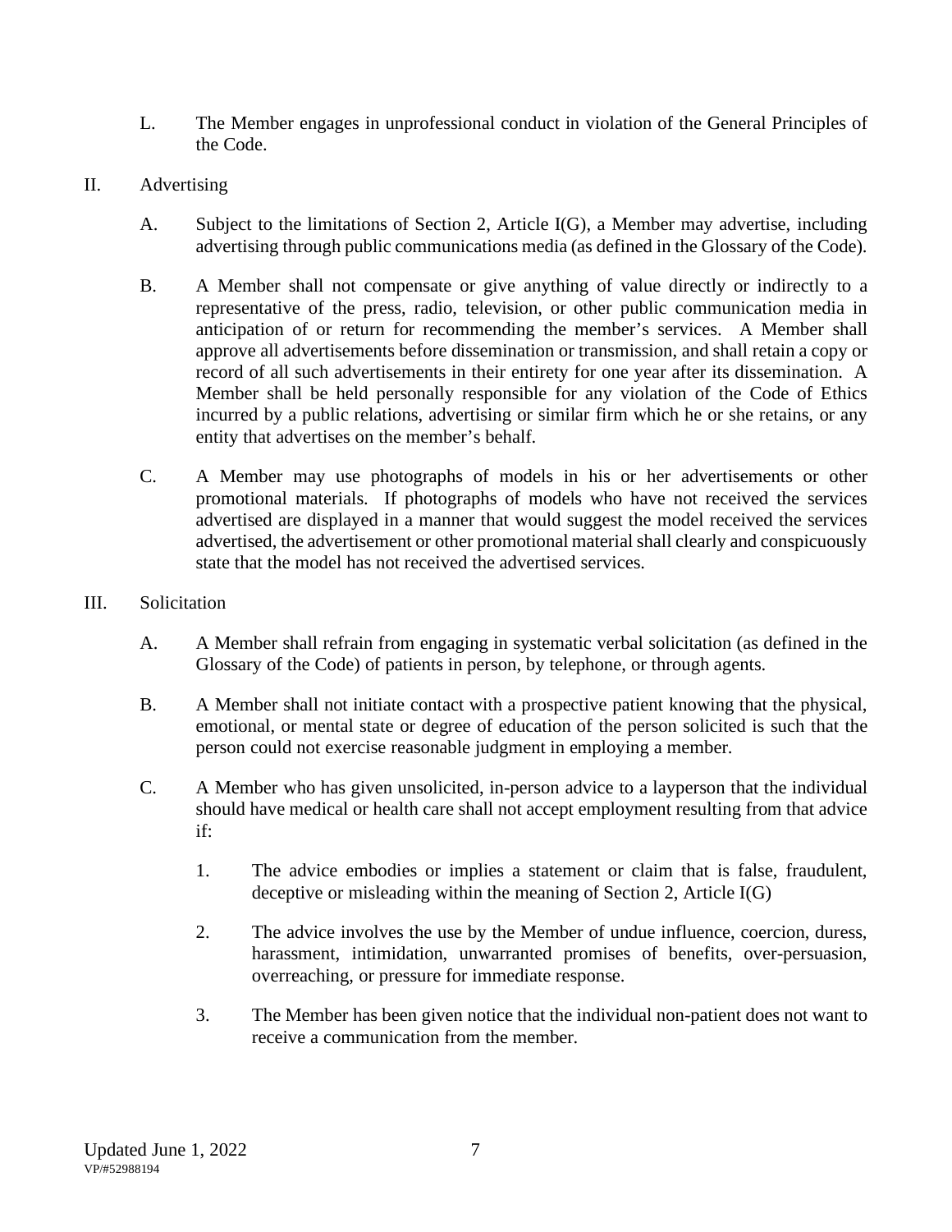L. The Member engages in unprofessional conduct in violation of the General Principles of the Code.

II. Advertising

A. Subject to the limitations of Section 2, Article I(G), a Member may advertise, including advertising through public communications media (as defined in the Glossary of the Code).

B. A Member shall not compensate or give anything of value directly or indirectly to a representative of the press, radio, television, or other public communication media in anticipation of or return for recommending the member's services. A Member shall approve all advertisements before dissemination or transmission, and shall retain a copy or record of all such advertisements in their entirety for one year after its dissemination. A Member shall be held personally responsible for any violation of the Code of Ethics incurred by a public relations, advertising or similar firm which he or she retains, or any entity that advertises on the member's behalf.

C. A Member may use photographs of models in his or her advertisements or other promotional materials. If photographs of models who have not received the services advertised are displayed in a manner that would suggest the model received the services advertised, the advertisement or other promotional material shall clearly and conspicuously state that the model has not received the advertised services.

III. Solicitation

A. A Member shall refrain from engaging in systematic verbal solicitation (as defined in the Glossary of the Code) of patients in person, by telephone, or through agents.

B. A Member shall not initiate contact with a prospective patient knowing that the physical, emotional, or mental state or degree of education of the person solicited is such that the person could not exercise reasonable judgment in employing a member.

C. A Member who has given unsolicited, in-person advice to a layperson that the individual should have medical or health care shall not accept employment resulting from that advice if:

1. The advice embodies or implies a statement or claim that is false, fraudulent, deceptive or misleading within the meaning of Section 2, Article I(G)

2. The advice involves the use by the Member of undue influence, coercion, duress, harassment, intimidation, unwarranted promises of benefits, over-persuasion, overreaching, or pressure for immediate response.

3. The Member has been given notice that the individual non-patient does not want to receive a communication from the member.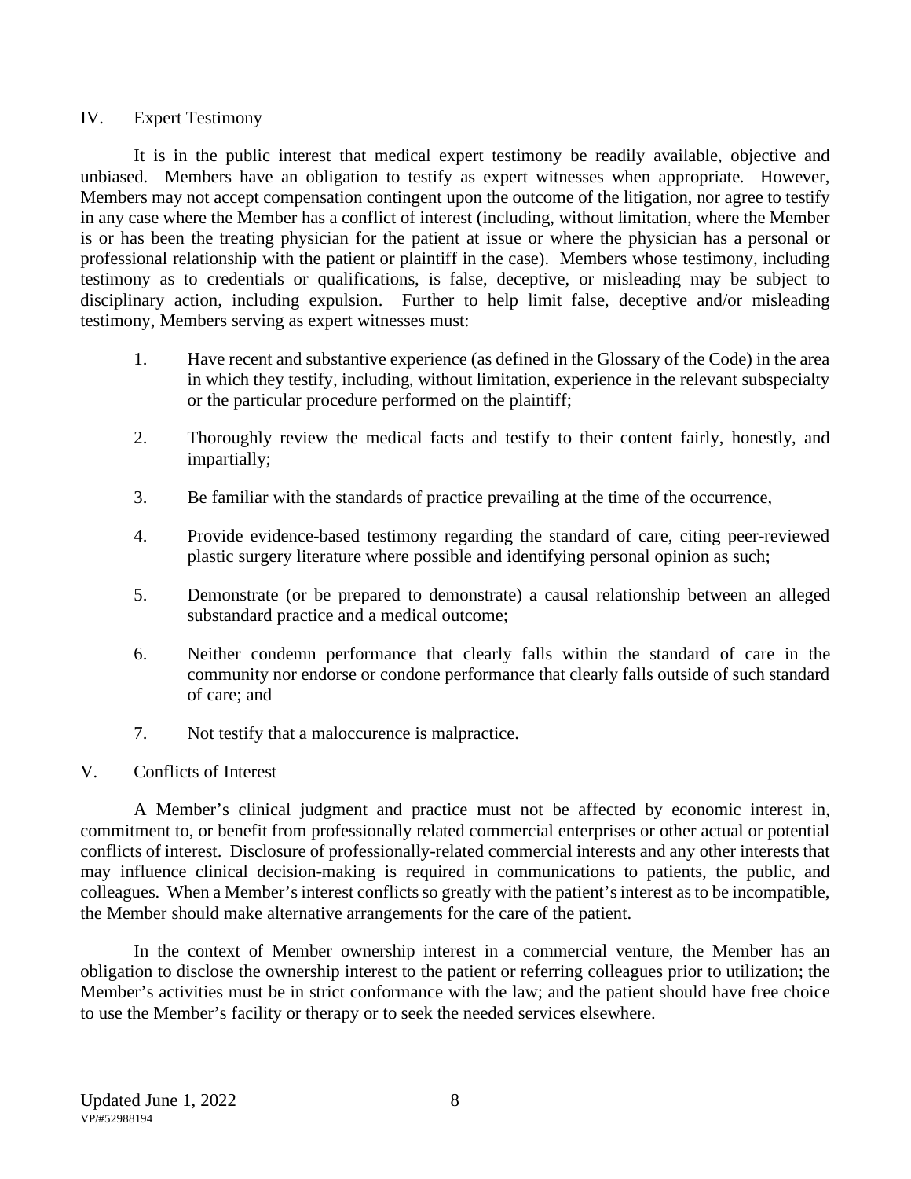## IV. Expert Testimony

It is in the public interest that medical expert testimony be readily available, objective and unbiased. Members have an obligation to testify as expert witnesses when appropriate. However, Members may not accept compensation contingent upon the outcome of the litigation, nor agree to testify in any case where the Member has a conflict of interest (including, without limitation, where the Member is or has been the treating physician for the patient at issue or where the physician has a personal or professional relationship with the patient or plaintiff in the case). Members whose testimony, including testimony as to credentials or qualifications, is false, deceptive, or misleading may be subject to disciplinary action, including expulsion. Further to help limit false, deceptive and/or misleading testimony, Members serving as expert witnesses must:

1. Have recent and substantive experience (as defined in the Glossary of the Code) in the area in which they testify, including, without limitation, experience in the relevant subspecialty or the particular procedure performed on the plaintiff;

2. Thoroughly review the medical facts and testify to their content fairly, honestly, and impartially;

3. Be familiar with the standards of practice prevailing at the time of the occurrence,

4. Provide evidence-based testimony regarding the standard of care, citing peer-reviewed plastic surgery literature where possible and identifying personal opinion as such;

5. Demonstrate (or be prepared to demonstrate) a causal relationship between an alleged substandard practice and a medical outcome;

6. Neither condemn performance that clearly falls within the standard of care in the community nor endorse or condone performance that clearly falls outside of such standard of care; and

7. Not testify that a maloccurence is malpractice.

## V. Conflicts of Interest

A Member's clinical judgment and practice must not be affected by economic interest in, commitment to, or benefit from professionally related commercial enterprises or other actual or potential conflicts of interest. Disclosure of professionally-related commercial interests and any other interests that may influence clinical decision-making is required in communications to patients, the public, and colleagues. When a Member's interest conflicts so greatly with the patient's interest as to be incompatible, the Member should make alternative arrangements for the care of the patient.

In the context of Member ownership interest in a commercial venture, the Member has an obligation to disclose the ownership interest to the patient or referring colleagues prior to utilization; the Member's activities must be in strict conformance with the law; and the patient should have free choice to use the Member's facility or therapy or to seek the needed services elsewhere.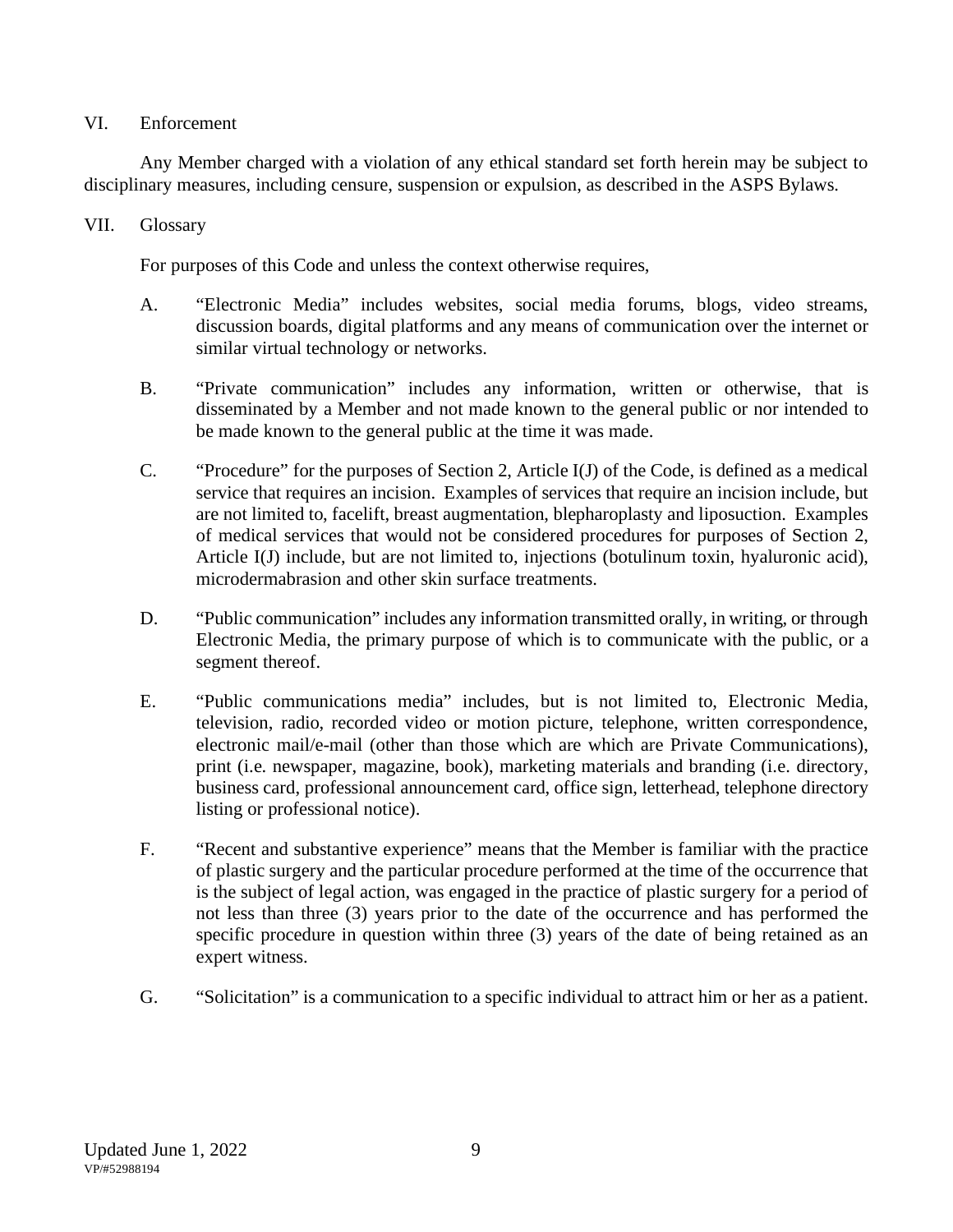## VI. Enforcement

Any Member charged with a violation of any ethical standard set forth herein may be subject to disciplinary measures, including censure, suspension or expulsion, as described in the ASPS Bylaws.

## VII. Glossary

For purposes of this Code and unless the context otherwise requires,

A. "Electronic Media" includes websites, social media forums, blogs, video streams, discussion boards, digital platforms and any means of communication over the internet or similar virtual technology or networks.

B. "Private communication" includes any information, written or otherwise, that is disseminated by a Member and not made known to the general public or nor intended to be made known to the general public at the time it was made.

C. "Procedure" for the purposes of Section 2, Article I(J) of the Code, is defined as a medical service that requires an incision. Examples of services that require an incision include, but are not limited to, facelift, breast augmentation, blepharoplasty and liposuction. Examples of medical services that would not be considered procedures for purposes of Section 2, Article I(J) include, but are not limited to, injections (botulinum toxin, hyaluronic acid), microdermabrasion and other skin surface treatments.

D. "Public communication" includes any information transmitted orally, in writing, or through Electronic Media, the primary purpose of which is to communicate with the public, or a segment thereof.

E. "Public communications media" includes, but is not limited to, Electronic Media, television, radio, recorded video or motion picture, telephone, written correspondence, electronic mail/e-mail (other than those which are which are Private Communications), print (i.e. newspaper, magazine, book), marketing materials and branding (i.e. directory, business card, professional announcement card, office sign, letterhead, telephone directory listing or professional notice).

F. "Recent and substantive experience" means that the Member is familiar with the practice of plastic surgery and the particular procedure performed at the time of the occurrence that is the subject of legal action, was engaged in the practice of plastic surgery for a period of not less than three (3) years prior to the date of the occurrence and has performed the specific procedure in question within three (3) years of the date of being retained as an expert witness.

G. "Solicitation" is a communication to a specific individual to attract him or her as a patient.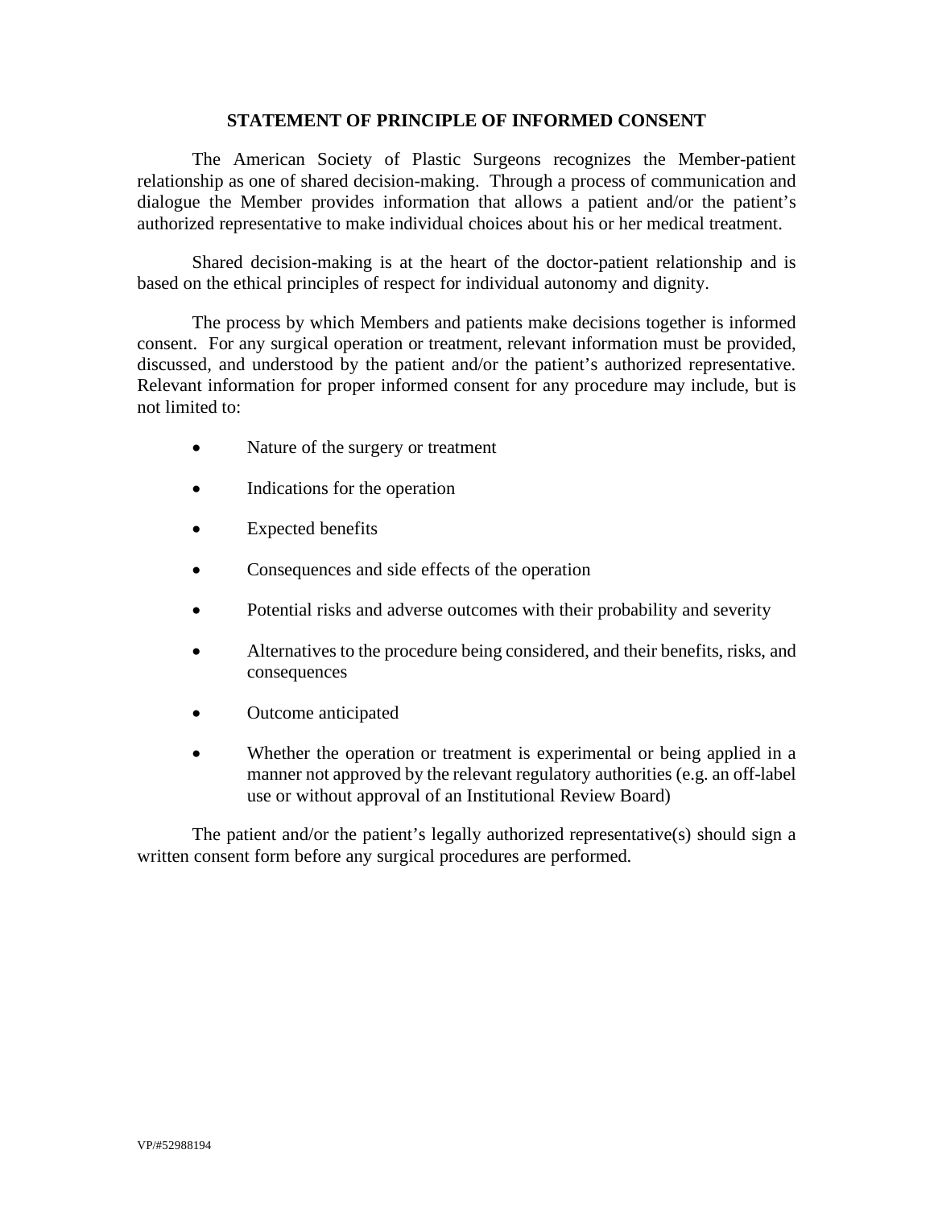## STATEMENT OF PRINCIPLE OF INFORMED CONSENT

The American Society of Plastic Surgeons recognizes the Member-patient relationship as one of shared decision-making. Through a process of communication and dialogue the Member provides information that allows a patient and/or the patient's authorized representative to make individual choices about his or her medical treatment.

Shared decision-making is at the heart of the doctor-patient relationship and is based on the ethical principles of respect for individual autonomy and dignity.

The process by which Members and patients make decisions together is informed consent. For any surgical operation or treatment, relevant information must be provided, discussed, and understood by the patient and/or the patient's authorized representative. Relevant information for proper informed consent for any procedure may include, but is not limited to:

- Nature of the surgery or treatment
- Indications for the operation
- Expected benefits
- Consequences and side effects of the operation
- Potential risks and adverse outcomes with their probability and severity
- Alternatives to the procedure being considered, and their benefits, risks, and consequences
- Outcome anticipated
- Whether the operation or treatment is experimental or being applied in a manner not approved by the relevant regulatory authorities (e.g. an off-label use or without approval of an Institutional Review Board)

The patient and/or the patient's legally authorized representative(s) should sign a written consent form before any surgical procedures are performed.

VP/#52988194